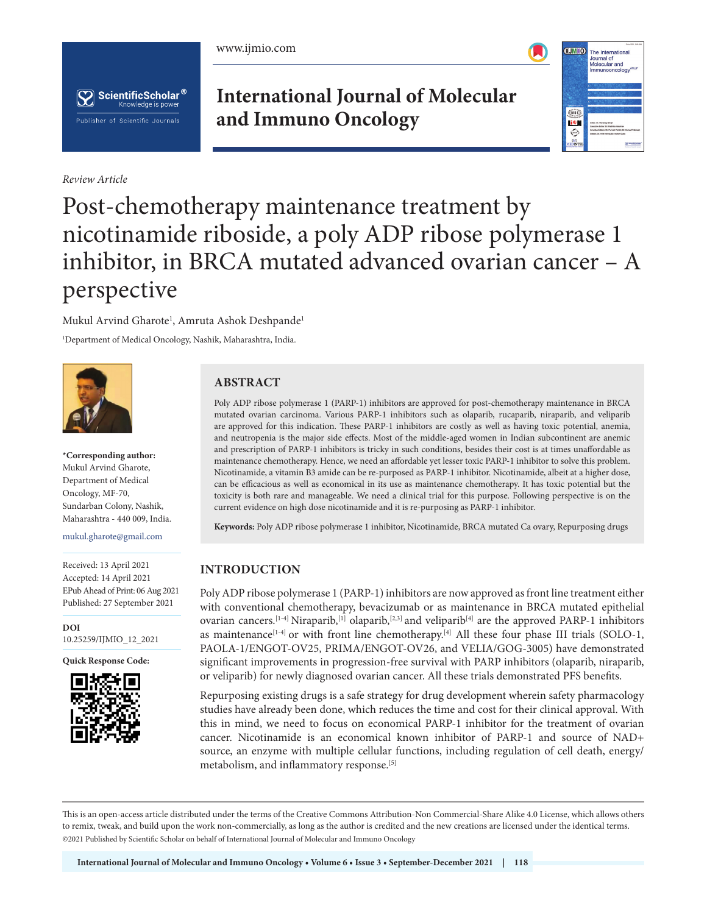*Review Article*

# Post-chemotherapy maintenance treatment by nicotinamide riboside, a poly ADP ribose polymerase 1 inhibitor, in BRCA mutated advanced ovarian cancer – A perspective

Mukul Arvind Gharote[1], Amruta Ashok Deshpande[1]

[1]Department of Medical Oncology, Nashik, Maharashtra, India.

**\*Corresponding author:**
Mukul Arvind Gharote,
Department of Medical Oncology, MF-70,
Sundarban Colony, Nashik,
Maharashtra - 440 009, India.

mukul.gharote@gmail.com

Received: 13 April 2021
Accepted: 14 April 2021
EPub Ahead of Print: 06 Aug 2021
Published: 27 September 2021

**DOI**
10.25259/IJMIO_12_2021

**Quick Response Code:**

## ABSTRACT

Poly ADP ribose polymerase 1 (PARP-1) inhibitors are approved for post-chemotherapy maintenance in BRCA mutated ovarian carcinoma. Various PARP-1 inhibitors such as olaparib, rucaparib, niraparib, and veliparib are approved for this indication. These PARP-1 inhibitors are costly as well as having toxic potential, anemia, and neutropenia is the major side effects. Most of the middle-aged women in Indian subcontinent are anemic and prescription of PARP-1 inhibitors is tricky in such conditions, besides their cost is at times unaffordable as maintenance chemotherapy. Hence, we need an affordable yet lesser toxic PARP-1 inhibitor to solve this problem. Nicotinamide, a vitamin B3 amide can be re-purposed as PARP-1 inhibitor. Nicotinamide, albeit at a higher dose, can be efficacious as well as economical in its use as maintenance chemotherapy. It has toxic potential but the toxicity is both rare and manageable. We need a clinical trial for this purpose. Following perspective is on the current evidence on high dose nicotinamide and it is re-purposing as PARP-1 inhibitor.

**Keywords:** Poly ADP ribose polymerase 1 inhibitor, Nicotinamide, BRCA mutated Ca ovary, Repurposing drugs

## INTRODUCTION

Poly ADP ribose polymerase 1 (PARP-1) inhibitors are now approved as front line treatment either with conventional chemotherapy, bevacizumab or as maintenance in BRCA mutated epithelial ovarian cancers.[1-4] Niraparib,[1] olaparib,[2,3] and veliparib[4] are the approved PARP-1 inhibitors as maintenance[1-4] or with front line chemotherapy.[4] All these four phase III trials (SOLO-1, PAOLA-1/ENGOT-OV25, PRIMA/ENGOT-OV26, and VELIA/GOG-3005) have demonstrated significant improvements in progression-free survival with PARP inhibitors (olaparib, niraparib, or veliparib) for newly diagnosed ovarian cancer. All these trials demonstrated PFS benefits.

Repurposing existing drugs is a safe strategy for drug development wherein safety pharmacology studies have already been done, which reduces the time and cost for their clinical approval. With this in mind, we need to focus on economical PARP-1 inhibitor for the treatment of ovarian cancer. Nicotinamide is an economical known inhibitor of PARP-1 and source of NAD+ source, an enzyme with multiple cellular functions, including regulation of cell death, energy/metabolism, and inflammatory response.[5]

This is an open-access article distributed under the terms of the Creative Commons Attribution-Non Commercial-Share Alike 4.0 License, which allows others to remix, tweak, and build upon the work non-commercially, as long as the author is credited and the new creations are licensed under the identical terms.
©2021 Published by Scientific Scholar on behalf of International Journal of Molecular and Immuno Oncology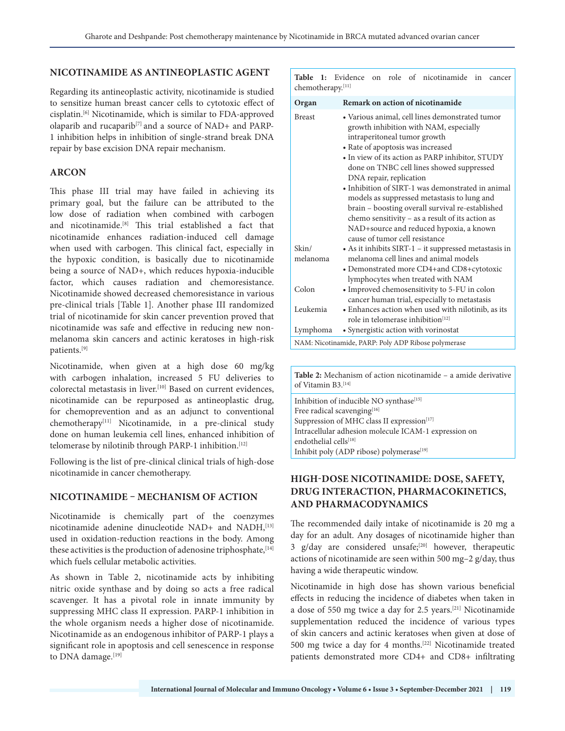## NICOTINAMIDE AS ANTINEOPLASTIC AGENT

Regarding its antineoplastic activity, nicotinamide is studied to sensitize human breast cancer cells to cytotoxic effect of cisplatin.[6] Nicotinamide, which is similar to FDA-approved olaparib and rucaparib[7] and a source of NAD+ and PARP-1 inhibition helps in inhibition of single-strand break DNA repair by base excision DNA repair mechanism.

## ARCON

This phase III trial may have failed in achieving its primary goal, but the failure can be attributed to the low dose of radiation when combined with carbogen and nicotinamide.[8] This trial established a fact that nicotinamide enhances radiation-induced cell damage when used with carbogen. This clinical fact, especially in the hypoxic condition, is basically due to nicotinamide being a source of NAD+, which reduces hypoxia-inducible factor, which causes radiation and chemoresistance. Nicotinamide showed decreased chemoresistance in various pre-clinical trials [Table 1]. Another phase III randomized trial of nicotinamide for skin cancer prevention proved that nicotinamide was safe and effective in reducing new non-melanoma skin cancers and actinic keratoses in high-risk patients.[9]

Nicotinamide, when given at a high dose 60 mg/kg with carbogen inhalation, increased 5 FU deliveries to colorectal metastasis in liver.[10] Based on current evidences, nicotinamide can be repurposed as antineoplastic drug, for chemoprevention and as an adjunct to conventional chemotherapy[11] Nicotinamide, in a pre-clinical study done on human leukemia cell lines, enhanced inhibition of telomerase by nilotinib through PARP-1 inhibition.[12]

Following is the list of pre-clinical clinical trials of high-dose nicotinamide in cancer chemotherapy.

**Table 1:** Evidence on role of nicotinamide in cancer chemotherapy.[11]

| Organ | Remark on action of nicotinamide |
|---|---|
| Breast | • Various animal, cell lines demonstrated tumor growth inhibition with NAM, especially intraperitoneal tumor growth<br>• Rate of apoptosis was increased<br>• In view of its action as PARP inhibitor, STUDY done on TNBC cell lines showed suppressed DNA repair, replication<br>• Inhibition of SIRT-1 was demonstrated in animal models as suppressed metastasis to lung and brain – boosting overall survival re-established chemo sensitivity – as a result of its action as NAD+source and reduced hypoxia, a known cause of tumor cell resistance |
| Skin/ melanoma | • As it inhibits SIRT-1 – it suppressed metastasis in melanoma cell lines and animal models<br>• Demonstrated more CD4+and CD8+cytotoxic lymphocytes when treated with NAM |
| Colon | • Improved chemosensitivity to 5-FU in colon cancer human trial, especially to metastasis |
| Leukemia | • Enhances action when used with nilotinib, as its role in telomerase inhibition[12] |
| Lymphoma | • Synergistic action with vorinostat |

NAM: Nicotinamide, PARP: Poly ADP Ribose polymerase

## NICOTINAMIDE – MECHANISM OF ACTION

Nicotinamide is chemically part of the coenzymes nicotinamide adenine dinucleotide NAD+ and NADH,[13] used in oxidation-reduction reactions in the body. Among these activities is the production of adenosine triphosphate,[14] which fuels cellular metabolic activities.

As shown in Table 2, nicotinamide acts by inhibiting nitric oxide synthase and by doing so acts a free radical scavenger. It has a pivotal role in innate immunity by suppressing MHC class II expression. PARP-1 inhibition in the whole organism needs a higher dose of nicotinamide. Nicotinamide as an endogenous inhibitor of PARP-1 plays a significant role in apoptosis and cell senescence in response to DNA damage.[19]

**Table 2:** Mechanism of action nicotinamide – a amide derivative of Vitamin B3.[14]

| |
|---|
| Inhibition of inducible NO synthase[15] |
| Free radical scavenging[16] |
| Suppression of MHC class II expression[17] |
| Intracellular adhesion molecule ICAM-1 expression on endothelial cells[18] |
| Inhibit poly (ADP ribose) polymerase[19] |

## HIGH-DOSE NICOTINAMIDE: DOSE, SAFETY, DRUG INTERACTION, PHARMACOKINETICS, AND PHARMACODYNAMICS

The recommended daily intake of nicotinamide is 20 mg a day for an adult. Any dosages of nicotinamide higher than 3 g/day are considered unsafe;[20] however, therapeutic actions of nicotinamide are seen within 500 mg–2 g/day, thus having a wide therapeutic window.

Nicotinamide in high dose has shown various beneficial effects in reducing the incidence of diabetes when taken in a dose of 550 mg twice a day for 2.5 years.[21] Nicotinamide supplementation reduced the incidence of various types of skin cancers and actinic keratoses when given at dose of 500 mg twice a day for 4 months.[22] Nicotinamide treated patients demonstrated more CD4+ and CD8+ infiltrating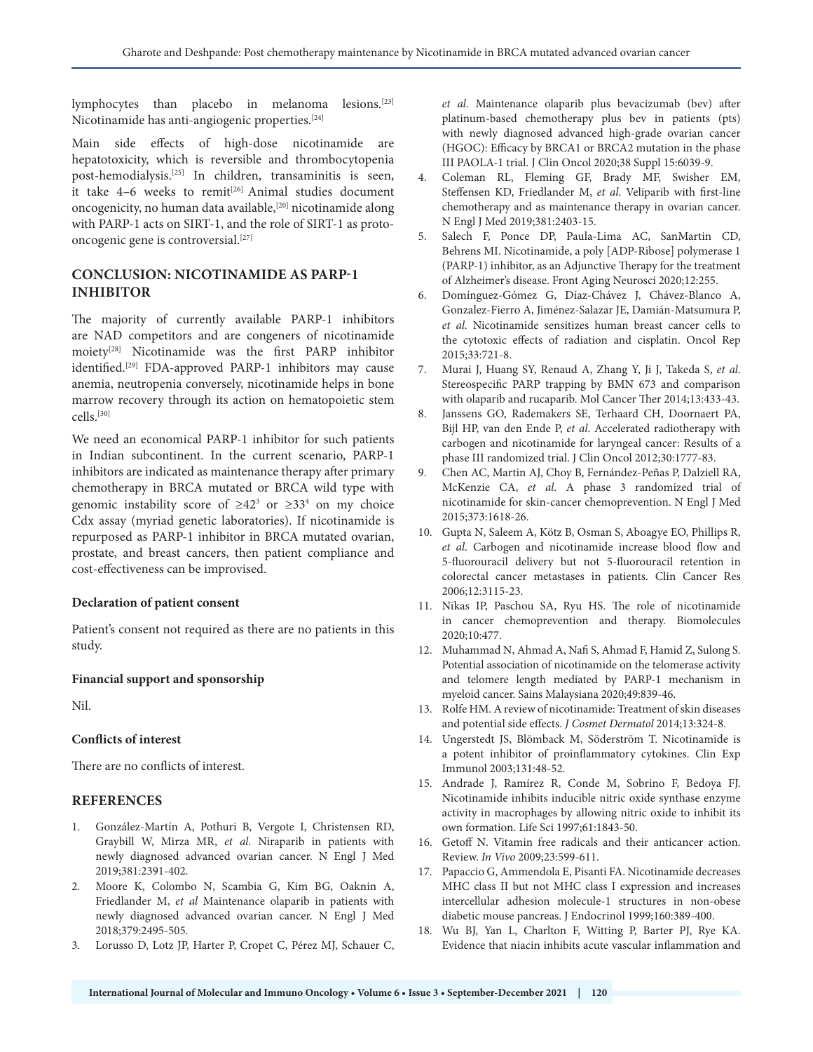lymphocytes than placebo in melanoma lesions.[23] Nicotinamide has anti-angiogenic properties.[24]

Main side effects of high-dose nicotinamide are hepatotoxicity, which is reversible and thrombocytopenia post-hemodialysis.[25] In children, transaminitis is seen, it take 4–6 weeks to remit[26] Animal studies document oncogenicity, no human data available,[20] nicotinamide along with PARP-1 acts on SIRT-1, and the role of SIRT-1 as proto-oncogenic gene is controversial.[27]

## CONCLUSION: NICOTINAMIDE AS PARP-1 INHIBITOR

The majority of currently available PARP-1 inhibitors are NAD competitors and are congeners of nicotinamide moiety[28] Nicotinamide was the first PARP inhibitor identified.[29] FDA-approved PARP-1 inhibitors may cause anemia, neutropenia conversely, nicotinamide helps in bone marrow recovery through its action on hematopoietic stem cells.[30]

We need an economical PARP-1 inhibitor for such patients in Indian subcontinent. In the current scenario, PARP-1 inhibitors are indicated as maintenance therapy after primary chemotherapy in BRCA mutated or BRCA wild type with genomic instability score of ≥42[3] or ≥33[4] on my choice Cdx assay (myriad genetic laboratories). If nicotinamide is repurposed as PARP-1 inhibitor in BRCA mutated ovarian, prostate, and breast cancers, then patient compliance and cost-effectiveness can be improvised.

**Declaration of patient consent**

Patient's consent not required as there are no patients in this study.

**Financial support and sponsorship**

Nil.

**Conflicts of interest**

There are no conflicts of interest.

## REFERENCES

1. González-Martín A, Pothuri B, Vergote I, Christensen RD, Graybill W, Mirza MR, *et al*. Niraparib in patients with newly diagnosed advanced ovarian cancer. N Engl J Med 2019;381:2391-402.
2. Moore K, Colombo N, Scambia G, Kim BG, Oaknin A, Friedlander M, *et al* Maintenance olaparib in patients with newly diagnosed advanced ovarian cancer. N Engl J Med 2018;379:2495-505.
3. Lorusso D, Lotz JP, Harter P, Cropet C, Pérez MJ, Schauer C, *et al*. Maintenance olaparib plus bevacizumab (bev) after platinum-based chemotherapy plus bev in patients (pts) with newly diagnosed advanced high-grade ovarian cancer (HGOC): Efficacy by BRCA1 or BRCA2 mutation in the phase III PAOLA-1 trial. J Clin Oncol 2020;38 Suppl 15:6039-9.
4. Coleman RL, Fleming GF, Brady MF, Swisher EM, Steffensen KD, Friedlander M, *et al*. Veliparib with first-line chemotherapy and as maintenance therapy in ovarian cancer. N Engl J Med 2019;381:2403-15.
5. Salech F, Ponce DP, Paula-Lima AC, SanMartin CD, Behrens MI. Nicotinamide, a poly [ADP-Ribose] polymerase 1 (PARP-1) inhibitor, as an Adjunctive Therapy for the treatment of Alzheimer's disease. Front Aging Neurosci 2020;12:255.
6. Domínguez-Gómez G, Díaz-Chávez J, Chávez-Blanco A, Gonzalez-Fierro A, Jiménez-Salazar JE, Damián-Matsumura P, *et al*. Nicotinamide sensitizes human breast cancer cells to the cytotoxic effects of radiation and cisplatin. Oncol Rep 2015;33:721-8.
7. Murai J, Huang SY, Renaud A, Zhang Y, Ji J, Takeda S, *et al*. Stereospecific PARP trapping by BMN 673 and comparison with olaparib and rucaparib. Mol Cancer Ther 2014;13:433-43.
8. Janssens GO, Rademakers SE, Terhaard CH, Doornaert PA, Bijl HP, van den Ende P, *et al*. Accelerated radiotherapy with carbogen and nicotinamide for laryngeal cancer: Results of a phase III randomized trial. J Clin Oncol 2012;30:1777-83.
9. Chen AC, Martin AJ, Choy B, Fernández-Peñas P, Dalziell RA, McKenzie CA, *et al*. A phase 3 randomized trial of nicotinamide for skin-cancer chemoprevention. N Engl J Med 2015;373:1618-26.
10. Gupta N, Saleem A, Kötz B, Osman S, Aboagye EO, Phillips R, *et al*. Carbogen and nicotinamide increase blood flow and 5-fluorouracil delivery but not 5-fluorouracil retention in colorectal cancer metastases in patients. Clin Cancer Res 2006;12:3115-23.
11. Nikas IP, Paschou SA, Ryu HS. The role of nicotinamide in cancer chemoprevention and therapy. Biomolecules 2020;10:477.
12. Muhammad N, Ahmad A, Nafi S, Ahmad F, Hamid Z, Sulong S. Potential association of nicotinamide on the telomerase activity and telomere length mediated by PARP-1 mechanism in myeloid cancer. Sains Malaysiana 2020;49:839-46.
13. Rolfe HM. A review of nicotinamide: Treatment of skin diseases and potential side effects. *J Cosmet Dermatol* 2014;13:324-8.
14. Ungerstedt JS, Blömback M, Söderström T. Nicotinamide is a potent inhibitor of proinflammatory cytokines. Clin Exp Immunol 2003;131:48-52.
15. Andrade J, Ramírez R, Conde M, Sobrino F, Bedoya FJ. Nicotinamide inhibits inducible nitric oxide synthase enzyme activity in macrophages by allowing nitric oxide to inhibit its own formation. Life Sci 1997;61:1843-50.
16. Getoff N. Vitamin free radicals and their anticancer action. Review. *In Vivo* 2009;23:599-611.
17. Papaccio G, Ammendola E, Pisanti FA. Nicotinamide decreases MHC class II but not MHC class I expression and increases intercellular adhesion molecule-1 structures in non-obese diabetic mouse pancreas. J Endocrinol 1999;160:389-400.
18. Wu BJ, Yan L, Charlton F, Witting P, Barter PJ, Rye KA. Evidence that niacin inhibits acute vascular inflammation and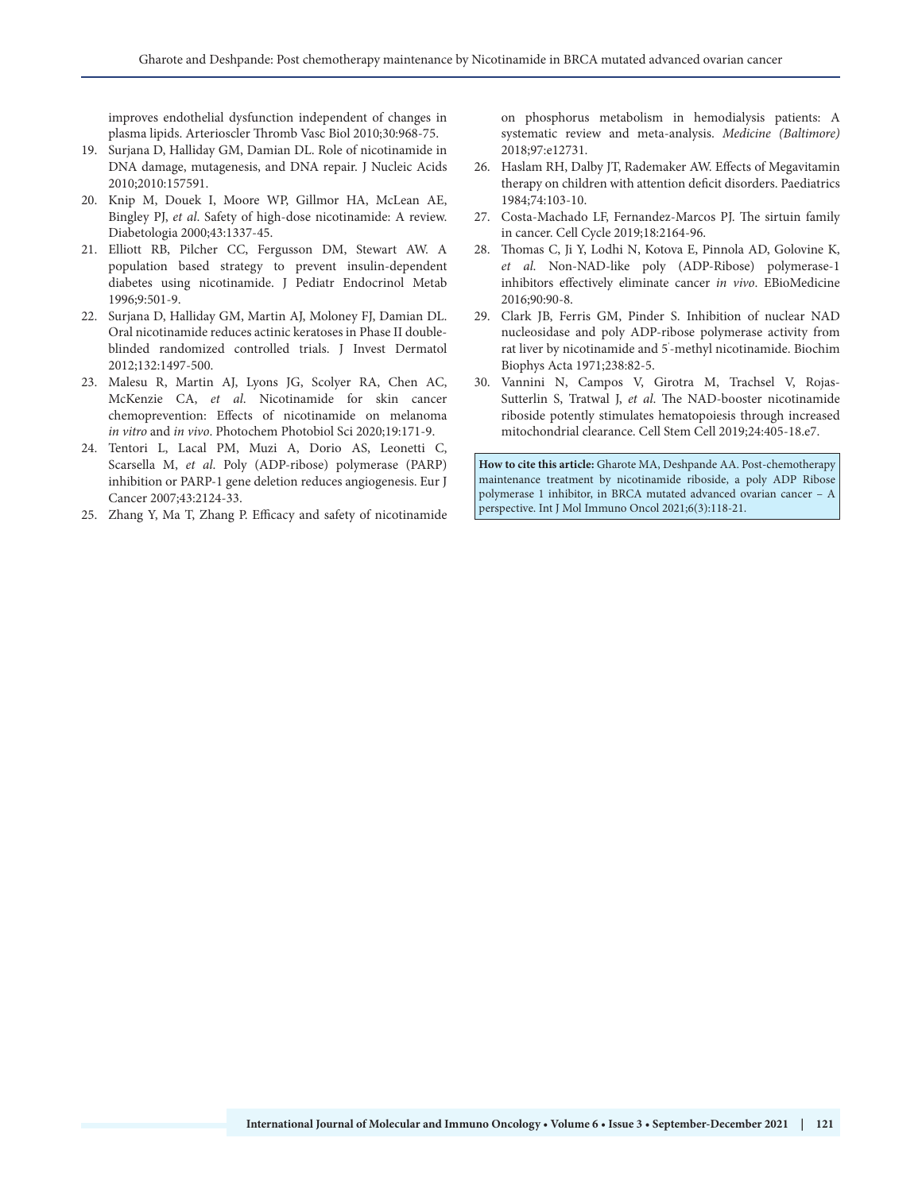improves endothelial dysfunction independent of changes in plasma lipids. Arterioscler Thromb Vasc Biol 2010;30:968-75.

19. Surjana D, Halliday GM, Damian DL. Role of nicotinamide in DNA damage, mutagenesis, and DNA repair. J Nucleic Acids 2010;2010:157591.
20. Knip M, Douek I, Moore WP, Gillmor HA, McLean AE, Bingley PJ, *et al*. Safety of high-dose nicotinamide: A review. Diabetologia 2000;43:1337-45.
21. Elliott RB, Pilcher CC, Fergusson DM, Stewart AW. A population based strategy to prevent insulin-dependent diabetes using nicotinamide. J Pediatr Endocrinol Metab 1996;9:501-9.
22. Surjana D, Halliday GM, Martin AJ, Moloney FJ, Damian DL. Oral nicotinamide reduces actinic keratoses in Phase II double-blinded randomized controlled trials. J Invest Dermatol 2012;132:1497-500.
23. Malesu R, Martin AJ, Lyons JG, Scolyer RA, Chen AC, McKenzie CA, *et al*. Nicotinamide for skin cancer chemoprevention: Effects of nicotinamide on melanoma *in vitro* and *in vivo*. Photochem Photobiol Sci 2020;19:171-9.
24. Tentori L, Lacal PM, Muzi A, Dorio AS, Leonetti C, Scarsella M, *et al*. Poly (ADP-ribose) polymerase (PARP) inhibition or PARP-1 gene deletion reduces angiogenesis. Eur J Cancer 2007;43:2124-33.
25. Zhang Y, Ma T, Zhang P. Efficacy and safety of nicotinamide on phosphorus metabolism in hemodialysis patients: A systematic review and meta-analysis. *Medicine (Baltimore)* 2018;97:e12731.
26. Haslam RH, Dalby JT, Rademaker AW. Effects of Megavitamin therapy on children with attention deficit disorders. Paediatrics 1984;74:103-10.
27. Costa-Machado LF, Fernandez-Marcos PJ. The sirtuin family in cancer. Cell Cycle 2019;18:2164-96.
28. Thomas C, Ji Y, Lodhi N, Kotova E, Pinnola AD, Golovine K, *et al*. Non-NAD-like poly (ADP-Ribose) polymerase-1 inhibitors effectively eliminate cancer *in vivo*. EBioMedicine 2016;90:90-8.
29. Clark JB, Ferris GM, Pinder S. Inhibition of nuclear NAD nucleosidase and poly ADP-ribose polymerase activity from rat liver by nicotinamide and 5'-methyl nicotinamide. Biochim Biophys Acta 1971;238:82-5.
30. Vannini N, Campos V, Girotra M, Trachsel V, Rojas-Sutterlin S, Tratwal J, *et al*. The NAD-booster nicotinamide riboside potently stimulates hematopoiesis through increased mitochondrial clearance. Cell Stem Cell 2019;24:405-18.e7.

**How to cite this article:** Gharote MA, Deshpande AA. Post-chemotherapy maintenance treatment by nicotinamide riboside, a poly ADP Ribose polymerase 1 inhibitor, in BRCA mutated advanced ovarian cancer – A perspective. Int J Mol Immuno Oncol 2021;6(3):118-21.